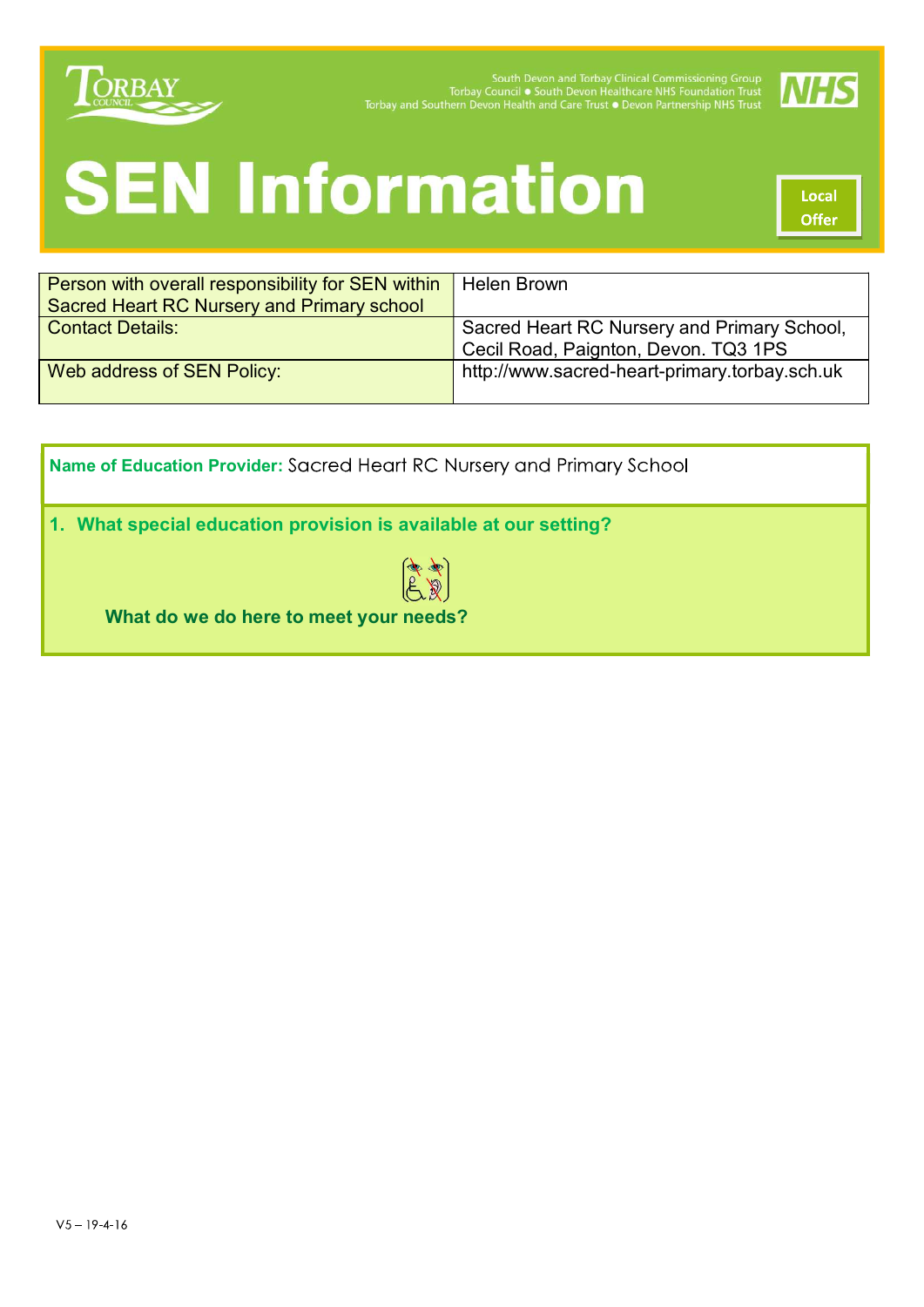South Devon and Torbay Clinical Commissioning Group
Torbay Council ● South Devon Healthcare NHS Foundation Trust
Torbay and Southern Devon Health and Care Trust ● Devon Partnership NHS Trust

# SEN Information

Local Offer

| Person with overall responsibility for SEN within Sacred Heart RC Nursery and Primary school | Helen Brown |
|---|---|
| Contact Details: | Sacred Heart RC Nursery and Primary School, Cecil Road, Paignton, Devon. TQ3 1PS |
| Web address of SEN Policy: | http://www.sacred-heart-primary.torbay.sch.uk |

**Name of Education Provider:** Sacred Heart RC Nursery and Primary School

## 1. What special education provision is available at our setting?

**What do we do here to meet your needs?**

V5 – 19-4-16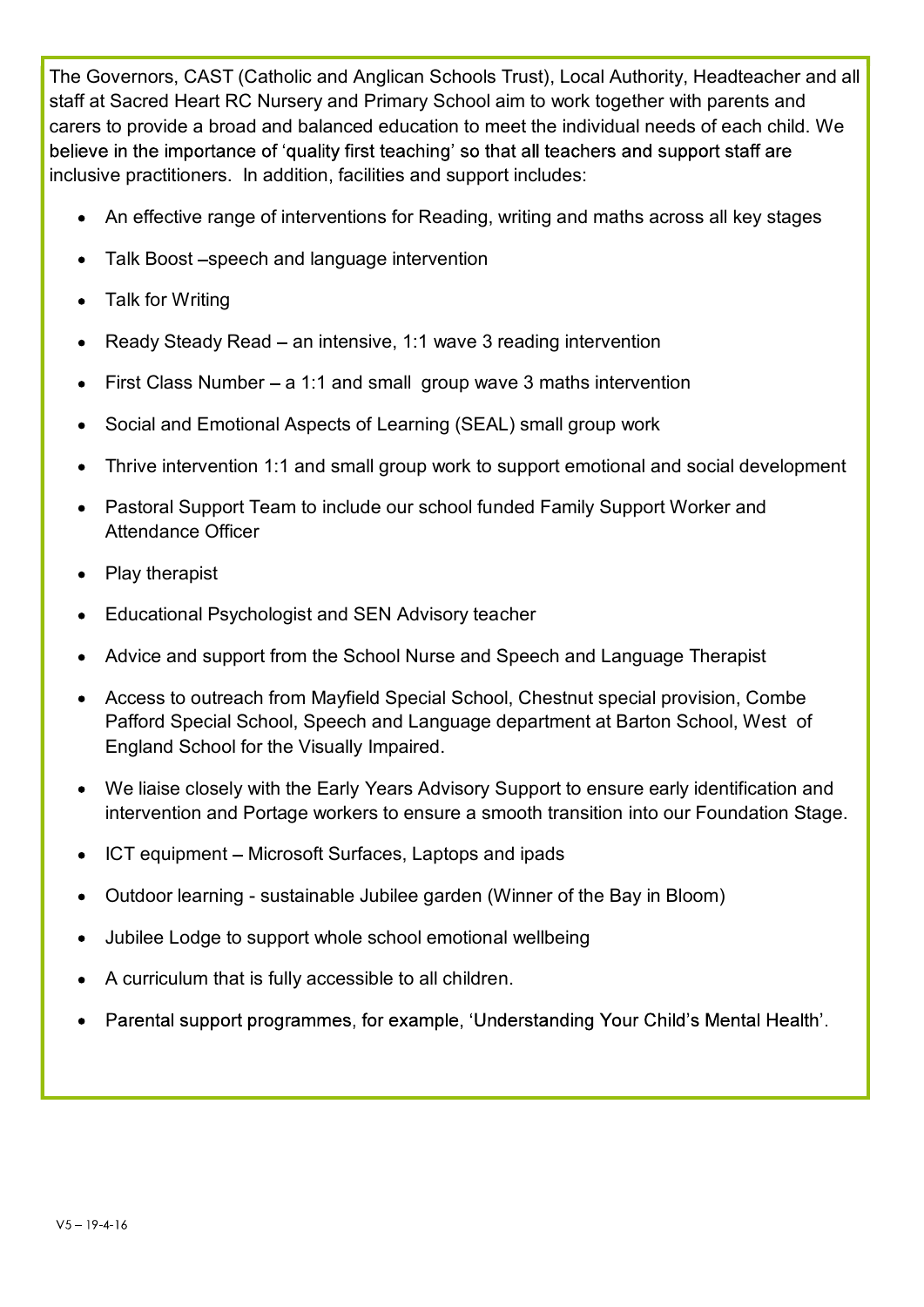The Governors, CAST (Catholic and Anglican Schools Trust), Local Authority, Headteacher and all staff at Sacred Heart RC Nursery and Primary School aim to work together with parents and carers to provide a broad and balanced education to meet the individual needs of each child. We believe in the importance of 'quality first teaching' so that all teachers and support staff are inclusive practitioners. In addition, facilities and support includes:

- An effective range of interventions for Reading, writing and maths across all key stages
- Talk Boost –speech and language intervention
- Talk for Writing
- Ready Steady Read – an intensive, 1:1 wave 3 reading intervention
- First Class Number – a 1:1 and small group wave 3 maths intervention
- Social and Emotional Aspects of Learning (SEAL) small group work
- Thrive intervention 1:1 and small group work to support emotional and social development
- Pastoral Support Team to include our school funded Family Support Worker and Attendance Officer
- Play therapist
- Educational Psychologist and SEN Advisory teacher
- Advice and support from the School Nurse and Speech and Language Therapist
- Access to outreach from Mayfield Special School, Chestnut special provision, Combe Pafford Special School, Speech and Language department at Barton School, West of England School for the Visually Impaired.
- We liaise closely with the Early Years Advisory Support to ensure early identification and intervention and Portage workers to ensure a smooth transition into our Foundation Stage.
- ICT equipment – Microsoft Surfaces, Laptops and ipads
- Outdoor learning - sustainable Jubilee garden (Winner of the Bay in Bloom)
- Jubilee Lodge to support whole school emotional wellbeing
- A curriculum that is fully accessible to all children.
- Parental support programmes, for example, 'Understanding Your Child's Mental Health'.

V5 – 19-4-16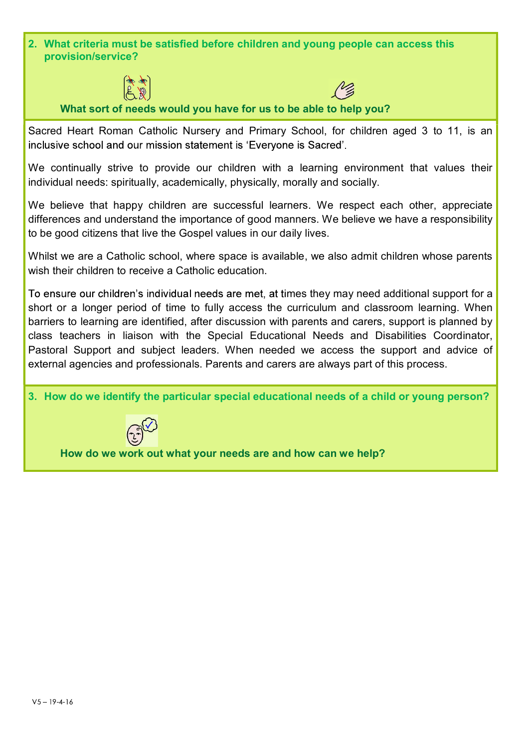## 2. What criteria must be satisfied before children and young people can access this provision/service?

**What sort of needs would you have for us to be able to help you?**

Sacred Heart Roman Catholic Nursery and Primary School, for children aged 3 to 11, is an inclusive school and our mission statement is 'Everyone is Sacred'.

We continually strive to provide our children with a learning environment that values their individual needs: spiritually, academically, physically, morally and socially.

We believe that happy children are successful learners. We respect each other, appreciate differences and understand the importance of good manners. We believe we have a responsibility to be good citizens that live the Gospel values in our daily lives.

Whilst we are a Catholic school, where space is available, we also admit children whose parents wish their children to receive a Catholic education.

To ensure our children's individual needs are met, at times they may need additional support for a short or a longer period of time to fully access the curriculum and classroom learning. When barriers to learning are identified, after discussion with parents and carers, support is planned by class teachers in liaison with the Special Educational Needs and Disabilities Coordinator, Pastoral Support and subject leaders. When needed we access the support and advice of external agencies and professionals. Parents and carers are always part of this process.

## 3. How do we identify the particular special educational needs of a child or young person?

**How do we work out what your needs are and how can we help?**

V5 – 19-4-16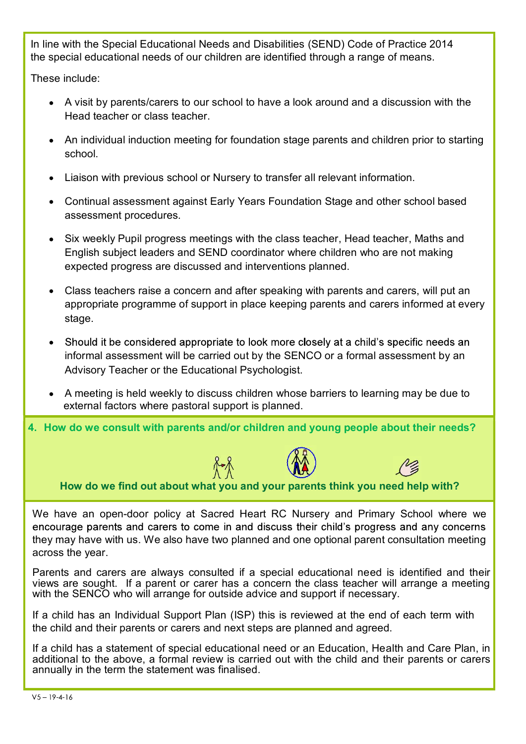In line with the Special Educational Needs and Disabilities (SEND) Code of Practice 2014 the special educational needs of our children are identified through a range of means.

These include:

- A visit by parents/carers to our school to have a look around and a discussion with the Head teacher or class teacher.
- An individual induction meeting for foundation stage parents and children prior to starting school.
- Liaison with previous school or Nursery to transfer all relevant information.
- Continual assessment against Early Years Foundation Stage and other school based assessment procedures.
- Six weekly Pupil progress meetings with the class teacher, Head teacher, Maths and English subject leaders and SEND coordinator where children who are not making expected progress are discussed and interventions planned.
- Class teachers raise a concern and after speaking with parents and carers, will put an appropriate programme of support in place keeping parents and carers informed at every stage.
- Should it be considered appropriate to look more closely at a child's specific needs an informal assessment will be carried out by the SENCO or a formal assessment by an Advisory Teacher or the Educational Psychologist.
- A meeting is held weekly to discuss children whose barriers to learning may be due to external factors where pastoral support is planned.

## 4. How do we consult with parents and/or children and young people about their needs?

**How do we find out about what you and your parents think you need help with?**

We have an open-door policy at Sacred Heart RC Nursery and Primary School where we encourage parents and carers to come in and discuss their child's progress and any concerns they may have with us. We also have two planned and one optional parent consultation meeting across the year.

Parents and carers are always consulted if a special educational need is identified and their views are sought. If a parent or carer has a concern the class teacher will arrange a meeting with the SENCO who will arrange for outside advice and support if necessary.

If a child has an Individual Support Plan (ISP) this is reviewed at the end of each term with the child and their parents or carers and next steps are planned and agreed.

If a child has a statement of special educational need or an Education, Health and Care Plan, in additional to the above, a formal review is carried out with the child and their parents or carers annually in the term the statement was finalised.

V5 – 19-4-16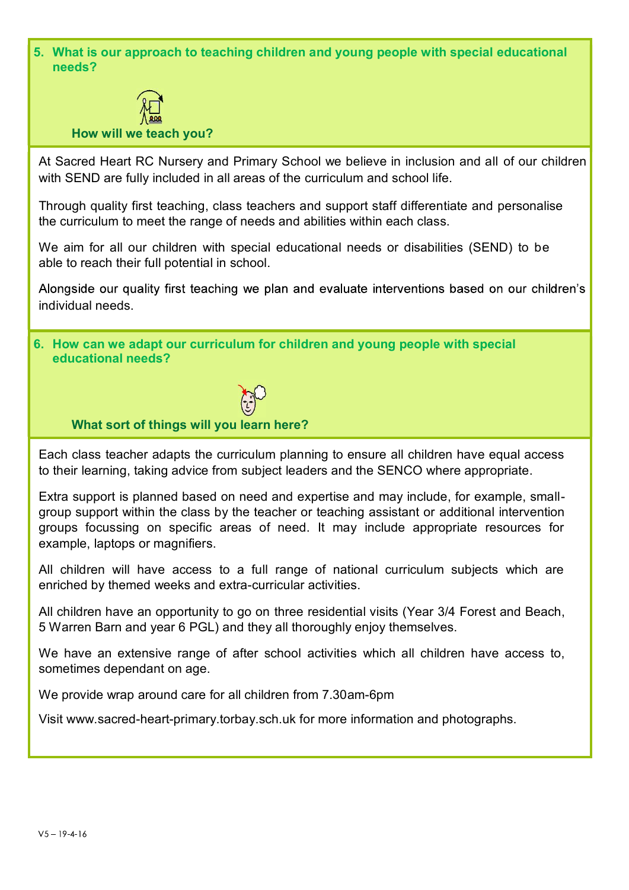## 5. What is our approach to teaching children and young people with special educational needs?

**How will we teach you?**

At Sacred Heart RC Nursery and Primary School we believe in inclusion and all of our children with SEND are fully included in all areas of the curriculum and school life.

Through quality first teaching, class teachers and support staff differentiate and personalise the curriculum to meet the range of needs and abilities within each class.

We aim for all our children with special educational needs or disabilities (SEND) to be able to reach their full potential in school.

Alongside our quality first teaching we plan and evaluate interventions based on our children's individual needs.

## 6. How can we adapt our curriculum for children and young people with special educational needs?

**What sort of things will you learn here?**

Each class teacher adapts the curriculum planning to ensure all children have equal access to their learning, taking advice from subject leaders and the SENCO where appropriate.

Extra support is planned based on need and expertise and may include, for example, small-group support within the class by the teacher or teaching assistant or additional intervention groups focussing on specific areas of need. It may include appropriate resources for example, laptops or magnifiers.

All children will have access to a full range of national curriculum subjects which are enriched by themed weeks and extra-curricular activities.

All children have an opportunity to go on three residential visits (Year 3/4 Forest and Beach, 5 Warren Barn and year 6 PGL) and they all thoroughly enjoy themselves.

We have an extensive range of after school activities which all children have access to, sometimes dependant on age.

We provide wrap around care for all children from 7.30am-6pm

Visit www.sacred-heart-primary.torbay.sch.uk for more information and photographs.

V5 – 19-4-16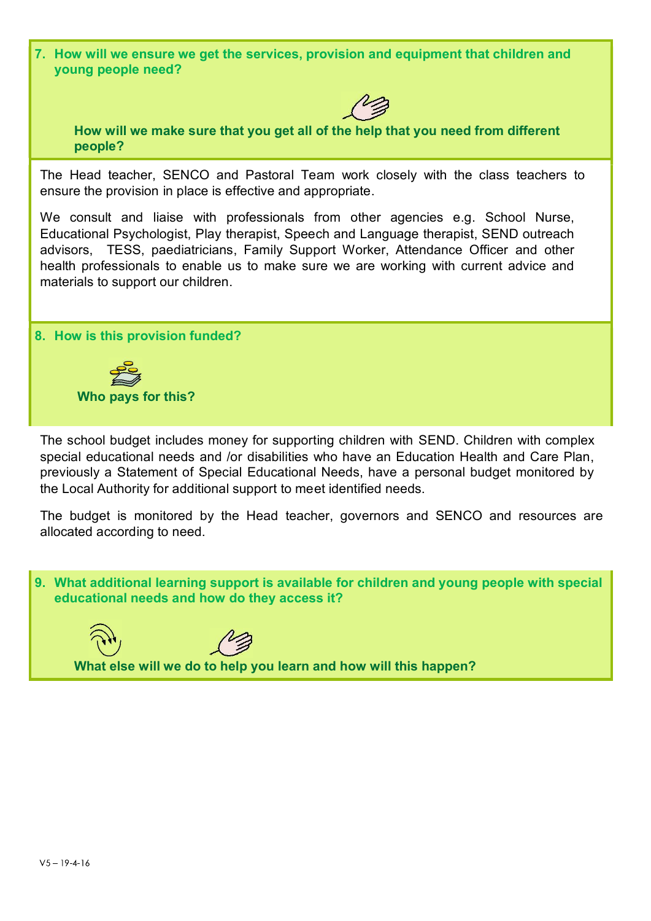## 7. How will we ensure we get the services, provision and equipment that children and young people need?

**How will we make sure that you get all of the help that you need from different people?**

The Head teacher, SENCO and Pastoral Team work closely with the class teachers to ensure the provision in place is effective and appropriate.

We consult and liaise with professionals from other agencies e.g. School Nurse, Educational Psychologist, Play therapist, Speech and Language therapist, SEND outreach advisors, TESS, paediatricians, Family Support Worker, Attendance Officer and other health professionals to enable us to make sure we are working with current advice and materials to support our children.

## 8. How is this provision funded?

**Who pays for this?**

The school budget includes money for supporting children with SEND. Children with complex special educational needs and /or disabilities who have an Education Health and Care Plan, previously a Statement of Special Educational Needs, have a personal budget monitored by the Local Authority for additional support to meet identified needs.

The budget is monitored by the Head teacher, governors and SENCO and resources are allocated according to need.

## 9. What additional learning support is available for children and young people with special educational needs and how do they access it?

**What else will we do to help you learn and how will this happen?**

V5 – 19-4-16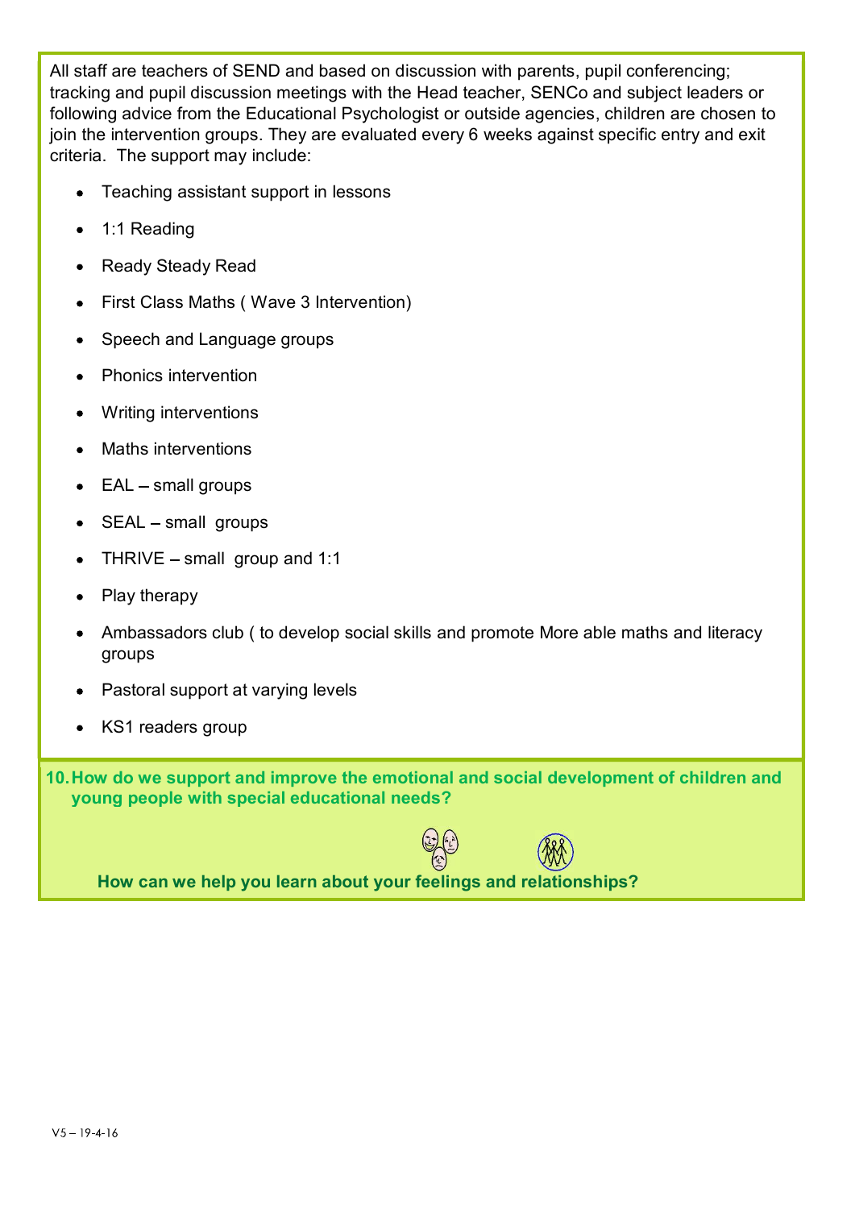All staff are teachers of SEND and based on discussion with parents, pupil conferencing; tracking and pupil discussion meetings with the Head teacher, SENCo and subject leaders or following advice from the Educational Psychologist or outside agencies, children are chosen to join the intervention groups. They are evaluated every 6 weeks against specific entry and exit criteria. The support may include:

- Teaching assistant support in lessons
- 1:1 Reading
- Ready Steady Read
- First Class Maths ( Wave 3 Intervention)
- Speech and Language groups
- Phonics intervention
- Writing interventions
- Maths interventions
- EAL – small groups
- SEAL – small groups
- THRIVE – small group and 1:1
- Play therapy
- Ambassadors club ( to develop social skills and promote More able maths and literacy groups
- Pastoral support at varying levels
- KS1 readers group

**10. How do we support and improve the emotional and social development of children and young people with special educational needs?**

**How can we help you learn about your feelings and relationships?**

V5 – 19-4-16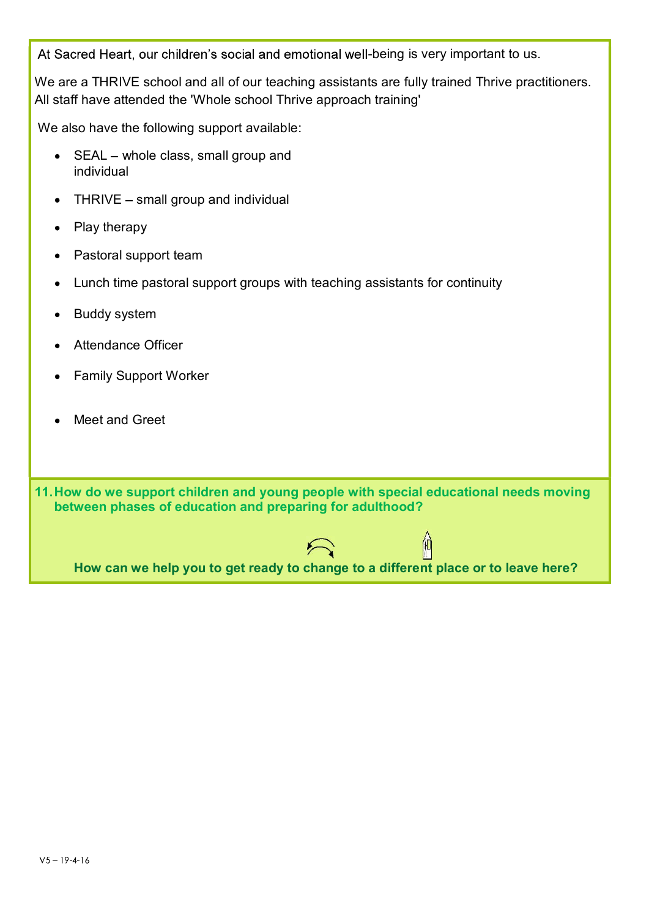At Sacred Heart, our children's social and emotional well-being is very important to us.

We are a THRIVE school and all of our teaching assistants are fully trained Thrive practitioners. All staff have attended the 'Whole school Thrive approach training'

We also have the following support available:

- SEAL – whole class, small group and individual
- THRIVE – small group and individual
- Play therapy
- Pastoral support team
- Lunch time pastoral support groups with teaching assistants for continuity
- Buddy system
- Attendance Officer
- Family Support Worker
- Meet and Greet

## 11. How do we support children and young people with special educational needs moving between phases of education and preparing for adulthood?

**How can we help you to get ready to change to a different place or to leave here?**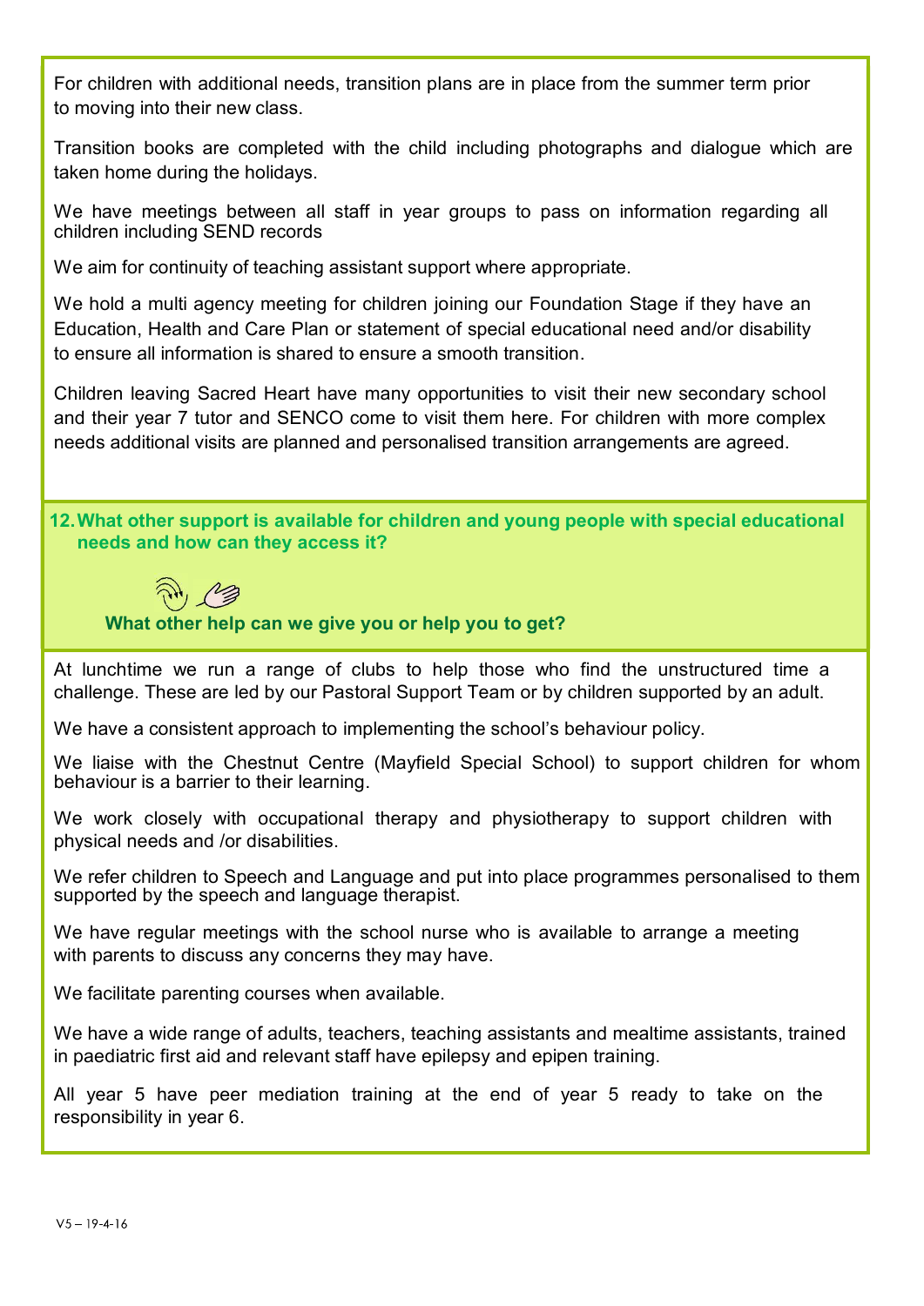For children with additional needs, transition plans are in place from the summer term prior to moving into their new class.

Transition books are completed with the child including photographs and dialogue which are taken home during the holidays.

We have meetings between all staff in year groups to pass on information regarding all children including SEND records

We aim for continuity of teaching assistant support where appropriate.

We hold a multi agency meeting for children joining our Foundation Stage if they have an Education, Health and Care Plan or statement of special educational need and/or disability to ensure all information is shared to ensure a smooth transition.

Children leaving Sacred Heart have many opportunities to visit their new secondary school and their year 7 tutor and SENCO come to visit them here. For children with more complex needs additional visits are planned and personalised transition arrangements are agreed.

## 12. What other support is available for children and young people with special educational needs and how can they access it?

### What other help can we give you or help you to get?

At lunchtime we run a range of clubs to help those who find the unstructured time a challenge. These are led by our Pastoral Support Team or by children supported by an adult.

We have a consistent approach to implementing the school's behaviour policy.

We liaise with the Chestnut Centre (Mayfield Special School) to support children for whom behaviour is a barrier to their learning.

We work closely with occupational therapy and physiotherapy to support children with physical needs and /or disabilities.

We refer children to Speech and Language and put into place programmes personalised to them supported by the speech and language therapist.

We have regular meetings with the school nurse who is available to arrange a meeting with parents to discuss any concerns they may have.

We facilitate parenting courses when available.

We have a wide range of adults, teachers, teaching assistants and mealtime assistants, trained in paediatric first aid and relevant staff have epilepsy and epipen training.

All year 5 have peer mediation training at the end of year 5 ready to take on the responsibility in year 6.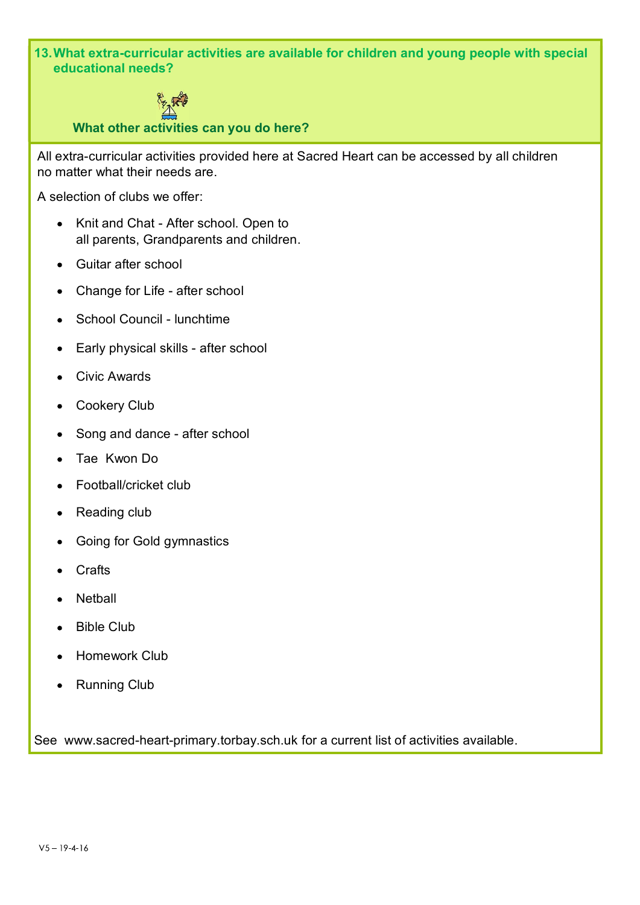## 13. What extra-curricular activities are available for children and young people with special educational needs?

### What other activities can you do here?

All extra-curricular activities provided here at Sacred Heart can be accessed by all children no matter what their needs are.

A selection of clubs we offer:

- Knit and Chat - After school. Open to all parents, Grandparents and children.
- Guitar after school
- Change for Life - after school
- School Council - lunchtime
- Early physical skills - after school
- Civic Awards
- Cookery Club
- Song and dance - after school
- Tae Kwon Do
- Football/cricket club
- Reading club
- Going for Gold gymnastics
- Crafts
- Netball
- Bible Club
- Homework Club
- Running Club

See www.sacred-heart-primary.torbay.sch.uk for a current list of activities available.

V5 – 19-4-16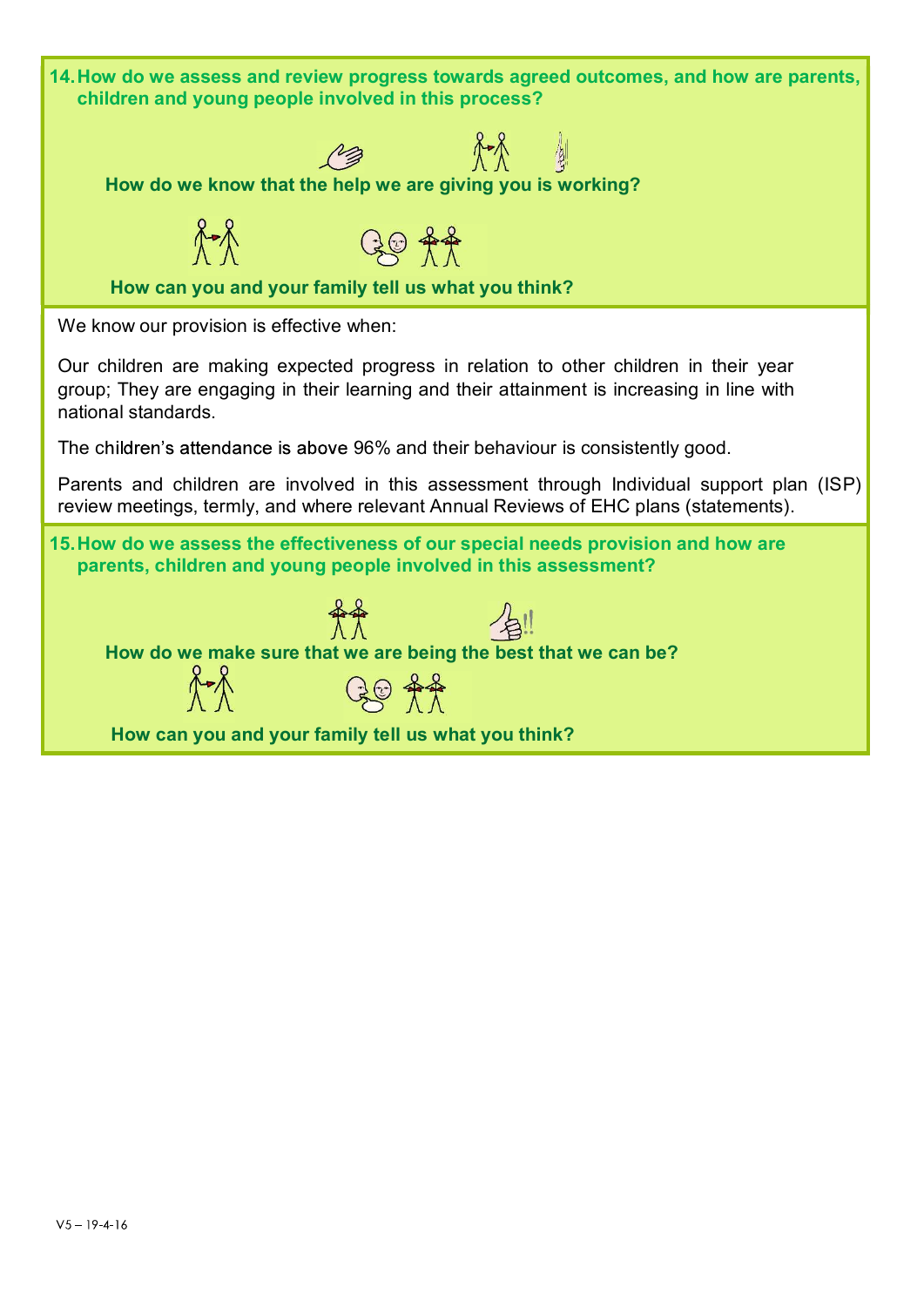## 14. How do we assess and review progress towards agreed outcomes, and how are parents, children and young people involved in this process?

**How do we know that the help we are giving you is working?**

**How can you and your family tell us what you think?**

We know our provision is effective when:

Our children are making expected progress in relation to other children in their year group; They are engaging in their learning and their attainment is increasing in line with national standards.

The children's attendance is above 96% and their behaviour is consistently good.

Parents and children are involved in this assessment through Individual support plan (ISP) review meetings, termly, and where relevant Annual Reviews of EHC plans (statements).

## 15. How do we assess the effectiveness of our special needs provision and how are parents, children and young people involved in this assessment?

**How do we make sure that we are being the best that we can be?**

**How can you and your family tell us what you think?**

V5 – 19-4-16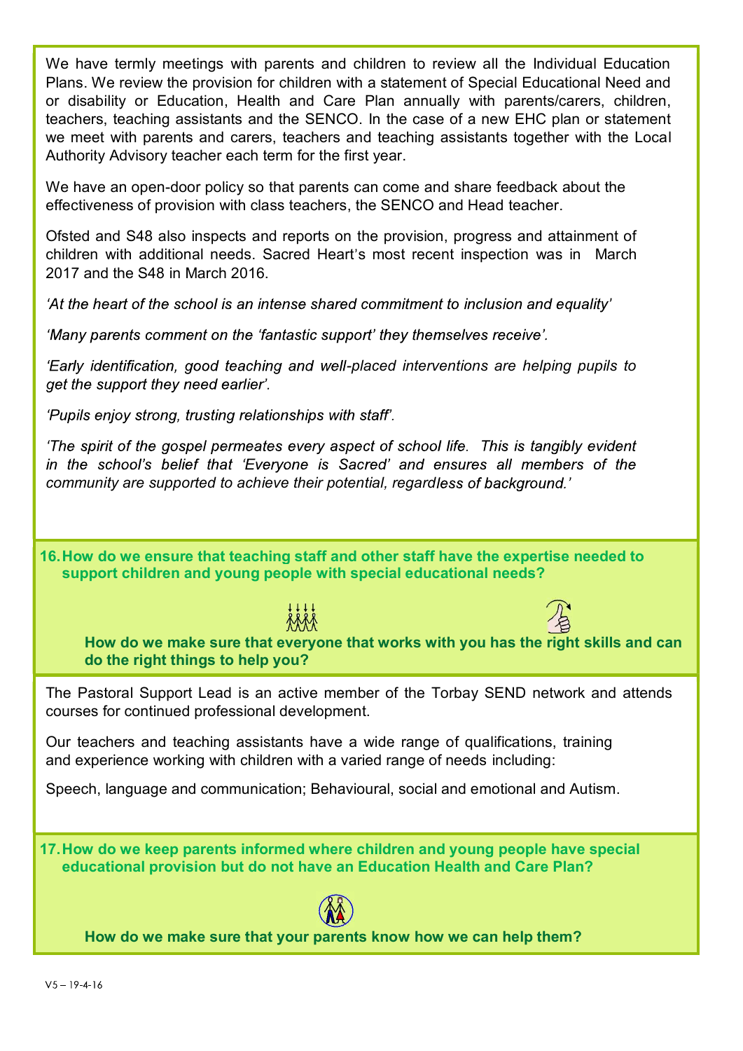We have termly meetings with parents and children to review all the Individual Education Plans. We review the provision for children with a statement of Special Educational Need and or disability or Education, Health and Care Plan annually with parents/carers, children, teachers, teaching assistants and the SENCO. In the case of a new EHC plan or statement we meet with parents and carers, teachers and teaching assistants together with the Local Authority Advisory teacher each term for the first year.

We have an open-door policy so that parents can come and share feedback about the effectiveness of provision with class teachers, the SENCO and Head teacher.

Ofsted and S48 also inspects and reports on the provision, progress and attainment of children with additional needs. Sacred Heart's most recent inspection was in March 2017 and the S48 in March 2016.

*'At the heart of the school is an intense shared commitment to inclusion and equality'*

*'Many parents comment on the 'fantastic support' they themselves receive'.*

*'Early identification, good teaching and well-placed interventions are helping pupils to get the support they need earlier'.*

*'Pupils enjoy strong, trusting relationships with staff'.*

*'The spirit of the gospel permeates every aspect of school life. This is tangibly evident in the school's belief that 'Everyone is Sacred' and ensures all members of the community are supported to achieve their potential, regardless of background.'*

## 16. How do we ensure that teaching staff and other staff have the expertise needed to support children and young people with special educational needs?

**How do we make sure that everyone that works with you has the right skills and can do the right things to help you?**

The Pastoral Support Lead is an active member of the Torbay SEND network and attends courses for continued professional development.

Our teachers and teaching assistants have a wide range of qualifications, training and experience working with children with a varied range of needs including:

Speech, language and communication; Behavioural, social and emotional and Autism.

## 17. How do we keep parents informed where children and young people have special educational provision but do not have an Education Health and Care Plan?

**How do we make sure that your parents know how we can help them?**

V5 – 19-4-16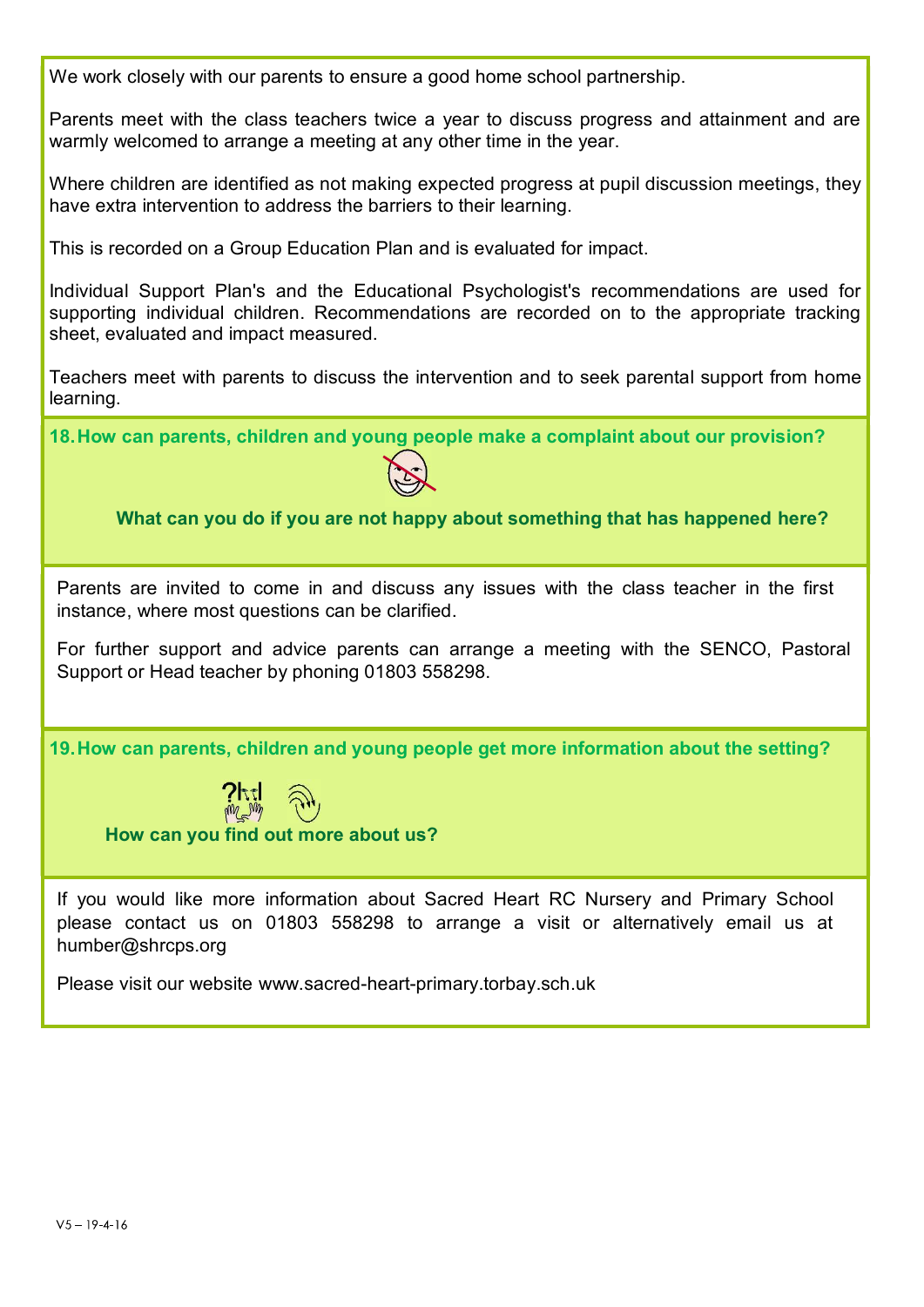We work closely with our parents to ensure a good home school partnership.

Parents meet with the class teachers twice a year to discuss progress and attainment and are warmly welcomed to arrange a meeting at any other time in the year.

Where children are identified as not making expected progress at pupil discussion meetings, they have extra intervention to address the barriers to their learning.

This is recorded on a Group Education Plan and is evaluated for impact.

Individual Support Plan's and the Educational Psychologist's recommendations are used for supporting individual children. Recommendations are recorded on to the appropriate tracking sheet, evaluated and impact measured.

Teachers meet with parents to discuss the intervention and to seek parental support from home learning.

## 18. How can parents, children and young people make a complaint about our provision?

**What can you do if you are not happy about something that has happened here?**

Parents are invited to come in and discuss any issues with the class teacher in the first instance, where most questions can be clarified.

For further support and advice parents can arrange a meeting with the SENCO, Pastoral Support or Head teacher by phoning 01803 558298.

## 19. How can parents, children and young people get more information about the setting?

**How can you find out more about us?**

If you would like more information about Sacred Heart RC Nursery and Primary School please contact us on 01803 558298 to arrange a visit or alternatively email us at humber@shrcps.org

Please visit our website www.sacred-heart-primary.torbay.sch.uk

V5 – 19-4-16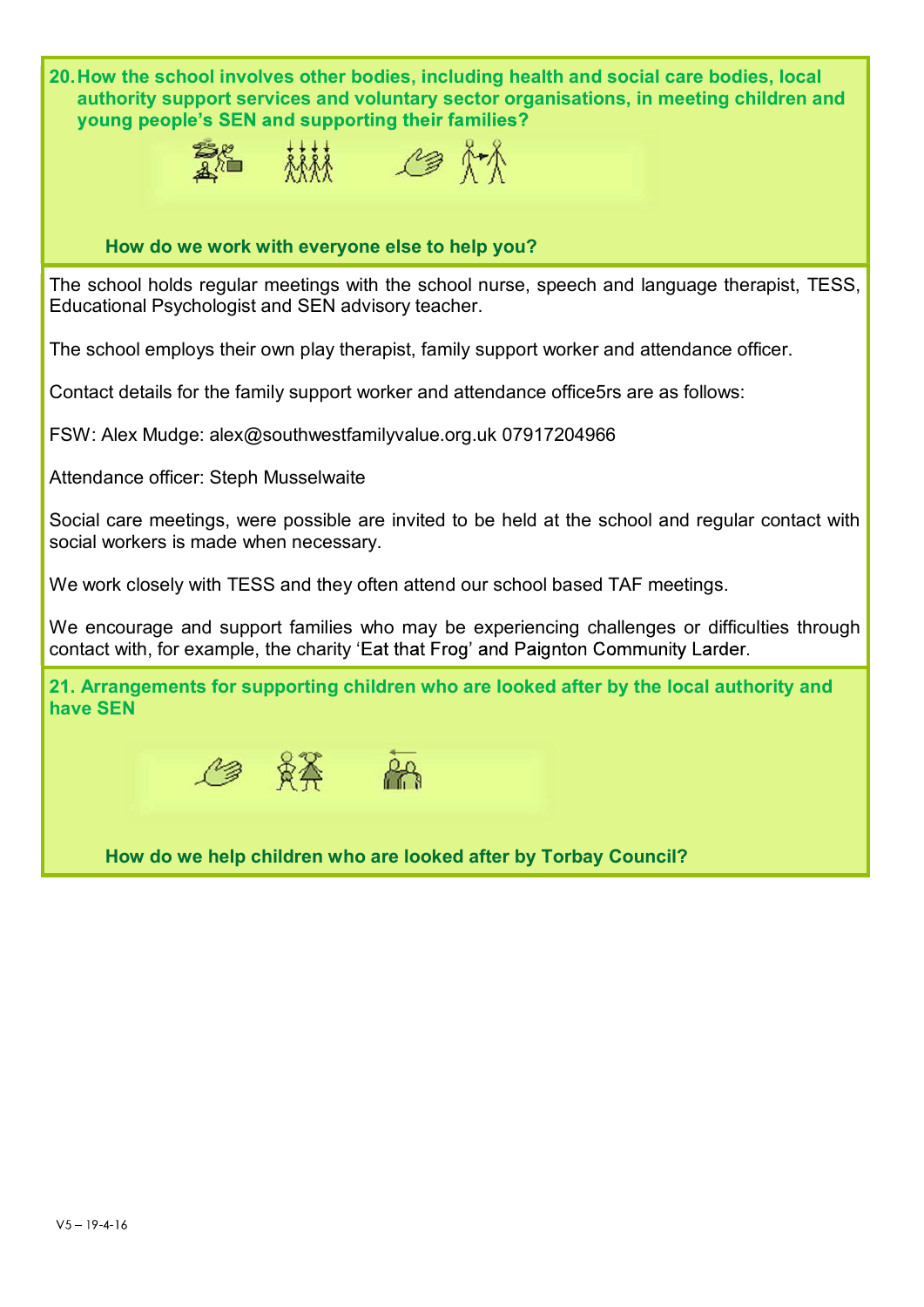## 20. How the school involves other bodies, including health and social care bodies, local authority support services and voluntary sector organisations, in meeting children and young people's SEN and supporting their families?

### How do we work with everyone else to help you?

The school holds regular meetings with the school nurse, speech and language therapist, TESS, Educational Psychologist and SEN advisory teacher.

The school employs their own play therapist, family support worker and attendance officer.

Contact details for the family support worker and attendance office5rs are as follows:

FSW: Alex Mudge: alex@southwestfamilyvalue.org.uk 07917204966

Attendance officer: Steph Musselwaite

Social care meetings, were possible are invited to be held at the school and regular contact with social workers is made when necessary.

We work closely with TESS and they often attend our school based TAF meetings.

We encourage and support families who may be experiencing challenges or difficulties through contact with, for example, the charity 'Eat that Frog' and Paignton Community Larder.

## 21. Arrangements for supporting children who are looked after by the local authority and have SEN

### How do we help children who are looked after by Torbay Council?

V5 – 19-4-16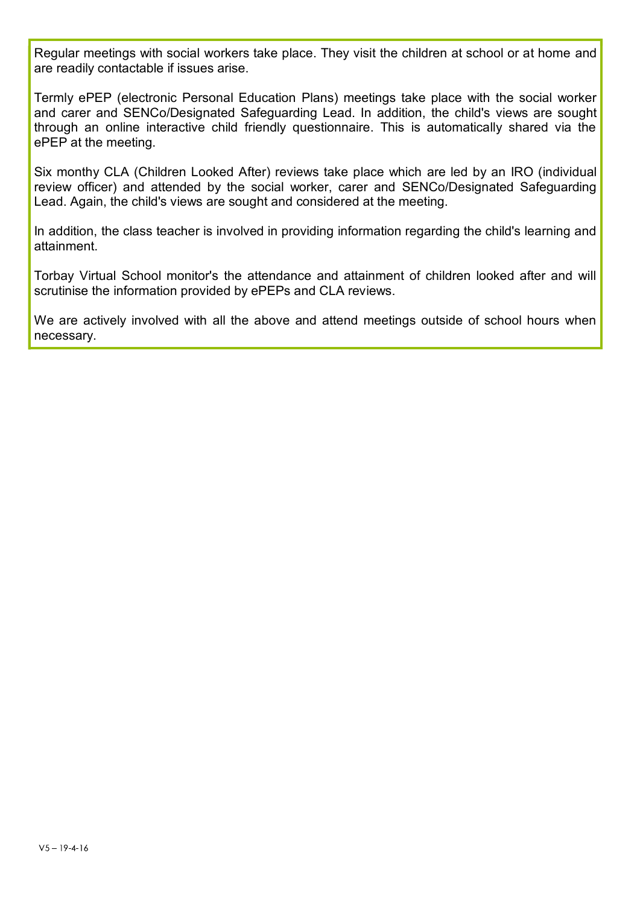Regular meetings with social workers take place. They visit the children at school or at home and are readily contactable if issues arise.

Termly ePEP (electronic Personal Education Plans) meetings take place with the social worker and carer and SENCo/Designated Safeguarding Lead. In addition, the child's views are sought through an online interactive child friendly questionnaire. This is automatically shared via the ePEP at the meeting.

Six monthy CLA (Children Looked After) reviews take place which are led by an IRO (individual review officer) and attended by the social worker, carer and SENCo/Designated Safeguarding Lead. Again, the child's views are sought and considered at the meeting.

In addition, the class teacher is involved in providing information regarding the child's learning and attainment.

Torbay Virtual School monitor's the attendance and attainment of children looked after and will scrutinise the information provided by ePEPs and CLA reviews.

We are actively involved with all the above and attend meetings outside of school hours when necessary.

V5 – 19-4-16